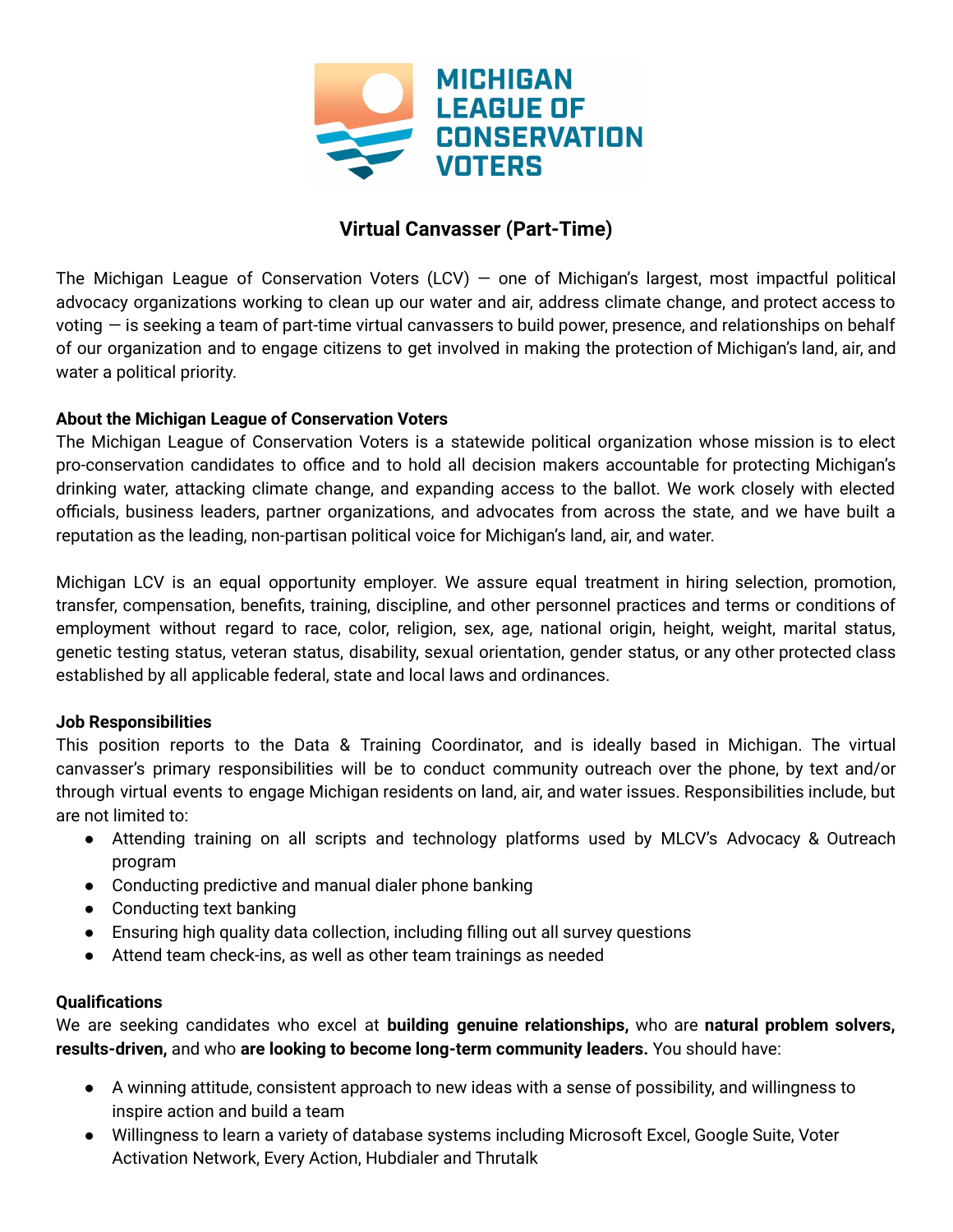MICHIGAN LEAGUE OF CONSERVATION VOTERS

# Virtual Canvasser (Part-Time)

The Michigan League of Conservation Voters (LCV) — one of Michigan's largest, most impactful political advocacy organizations working to clean up our water and air, address climate change, and protect access to voting — is seeking a team of part-time virtual canvassers to build power, presence, and relationships on behalf of our organization and to engage citizens to get involved in making the protection of Michigan's land, air, and water a political priority.

**About the Michigan League of Conservation Voters**

The Michigan League of Conservation Voters is a statewide political organization whose mission is to elect pro-conservation candidates to office and to hold all decision makers accountable for protecting Michigan's drinking water, attacking climate change, and expanding access to the ballot. We work closely with elected officials, business leaders, partner organizations, and advocates from across the state, and we have built a reputation as the leading, non-partisan political voice for Michigan's land, air, and water.

Michigan LCV is an equal opportunity employer. We assure equal treatment in hiring selection, promotion, transfer, compensation, benefits, training, discipline, and other personnel practices and terms or conditions of employment without regard to race, color, religion, sex, age, national origin, height, weight, marital status, genetic testing status, veteran status, disability, sexual orientation, gender status, or any other protected class established by all applicable federal, state and local laws and ordinances.

**Job Responsibilities**

This position reports to the Data & Training Coordinator, and is ideally based in Michigan. The virtual canvasser's primary responsibilities will be to conduct community outreach over the phone, by text and/or through virtual events to engage Michigan residents on land, air, and water issues. Responsibilities include, but are not limited to:

- Attending training on all scripts and technology platforms used by MLCV's Advocacy & Outreach program
- Conducting predictive and manual dialer phone banking
- Conducting text banking
- Ensuring high quality data collection, including filling out all survey questions
- Attend team check-ins, as well as other team trainings as needed

**Qualifications**

We are seeking candidates who excel at **building genuine relationships,** who are **natural problem solvers, results-driven,** and who **are looking to become long-term community leaders.** You should have:

- A winning attitude, consistent approach to new ideas with a sense of possibility, and willingness to inspire action and build a team
- Willingness to learn a variety of database systems including Microsoft Excel, Google Suite, Voter Activation Network, Every Action, Hubdialer and Thrutalk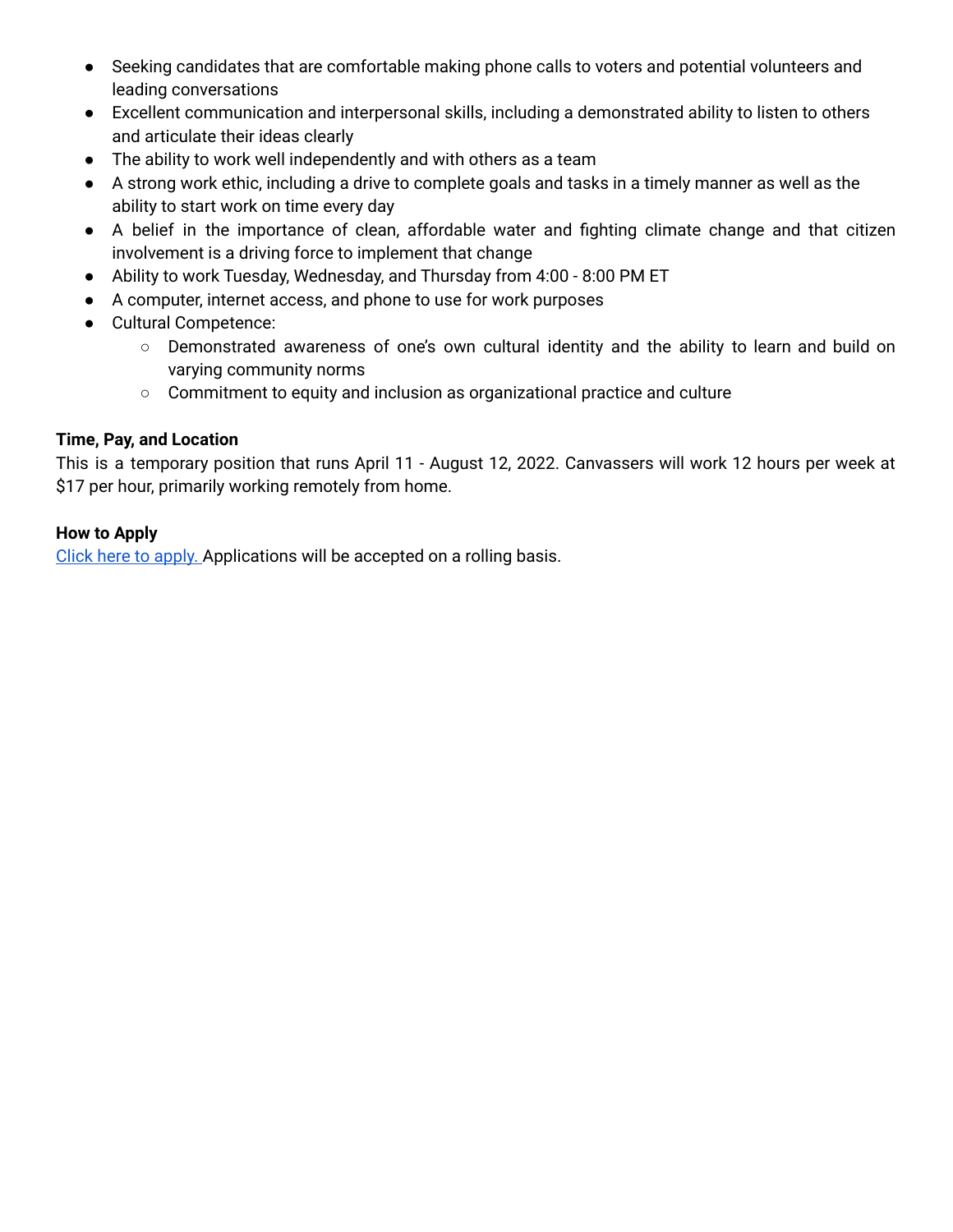- Seeking candidates that are comfortable making phone calls to voters and potential volunteers and leading conversations
- Excellent communication and interpersonal skills, including a demonstrated ability to listen to others and articulate their ideas clearly
- The ability to work well independently and with others as a team
- A strong work ethic, including a drive to complete goals and tasks in a timely manner as well as the ability to start work on time every day
- A belief in the importance of clean, affordable water and fighting climate change and that citizen involvement is a driving force to implement that change
- Ability to work Tuesday, Wednesday, and Thursday from 4:00 - 8:00 PM ET
- A computer, internet access, and phone to use for work purposes
- Cultural Competence:
  - Demonstrated awareness of one's own cultural identity and the ability to learn and build on varying community norms
  - Commitment to equity and inclusion as organizational practice and culture

**Time, Pay, and Location**

This is a temporary position that runs April 11 - August 12, 2022. Canvassers will work 12 hours per week at $17 per hour, primarily working remotely from home.

**How to Apply**

Click here to apply. Applications will be accepted on a rolling basis.